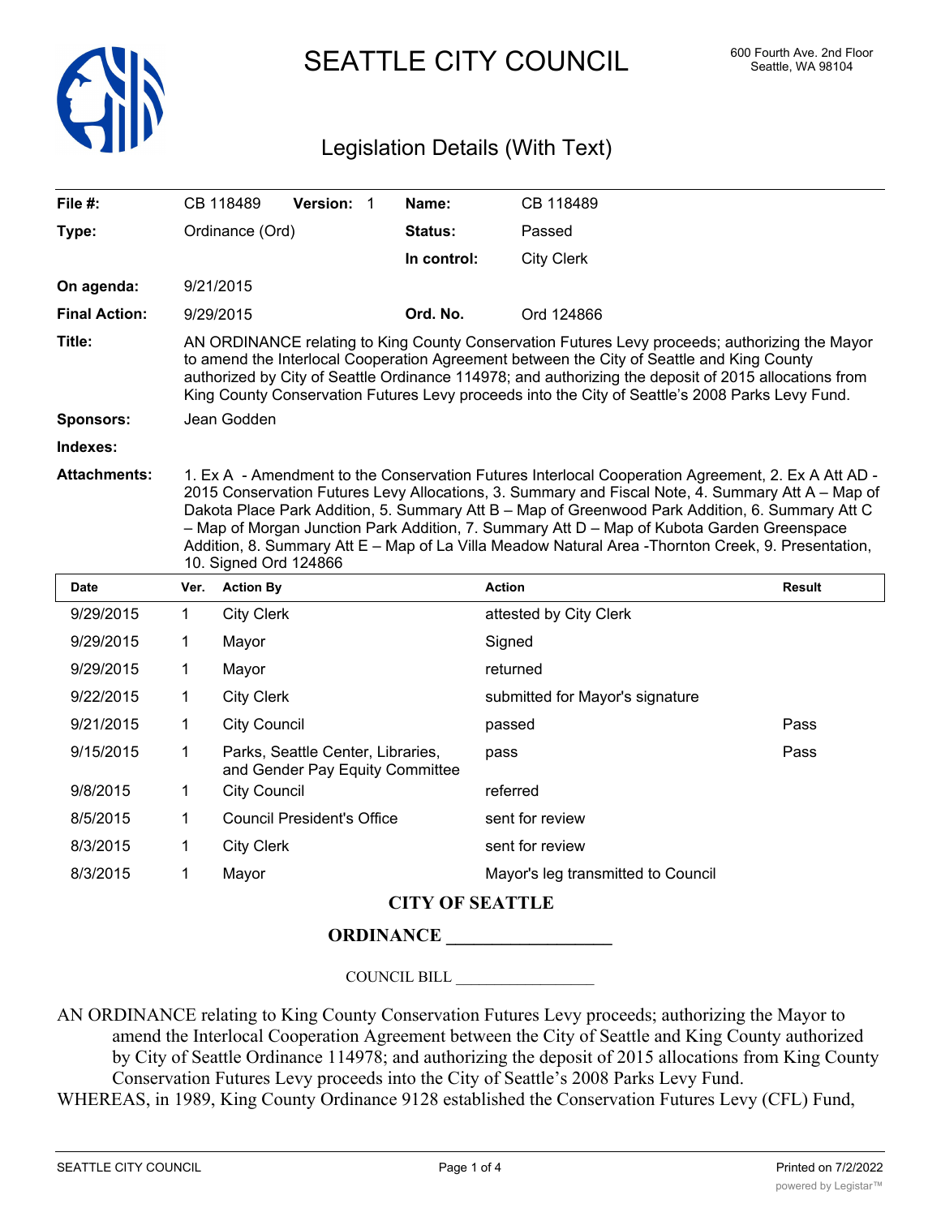# SEATTLE CITY COUNCIL

600 Fourth Ave. 2nd Floor
Seattle, WA 98104

## Legislation Details (With Text)

| | | | |
|---|---|---|---|
| **File #:** | CB 118489 **Version:** 1 | **Name:** | CB 118489 |
| **Type:** | Ordinance (Ord) | **Status:** | Passed |
| | | **In control:** | City Clerk |
| **On agenda:** | 9/21/2015 | | |
| **Final Action:** | 9/29/2015 | **Ord. No.** | Ord 124866 |

**Title:** AN ORDINANCE relating to King County Conservation Futures Levy proceeds; authorizing the Mayor to amend the Interlocal Cooperation Agreement between the City of Seattle and King County authorized by City of Seattle Ordinance 114978; and authorizing the deposit of 2015 allocations from King County Conservation Futures Levy proceeds into the City of Seattle's 2008 Parks Levy Fund.

**Sponsors:** Jean Godden

**Indexes:**

**Attachments:** 1. Ex A - Amendment to the Conservation Futures Interlocal Cooperation Agreement, 2. Ex A Att AD - 2015 Conservation Futures Levy Allocations, 3. Summary and Fiscal Note, 4. Summary Att A – Map of Dakota Place Park Addition, 5. Summary Att B – Map of Greenwood Park Addition, 6. Summary Att C – Map of Morgan Junction Park Addition, 7. Summary Att D – Map of Kubota Garden Greenspace Addition, 8. Summary Att E – Map of La Villa Meadow Natural Area -Thornton Creek, 9. Presentation, 10. Signed Ord 124866

| Date | Ver. | Action By | Action | Result |
|---|---|---|---|---|
| 9/29/2015 | 1 | City Clerk | attested by City Clerk | |
| 9/29/2015 | 1 | Mayor | Signed | |
| 9/29/2015 | 1 | Mayor | returned | |
| 9/22/2015 | 1 | City Clerk | submitted for Mayor's signature | |
| 9/21/2015 | 1 | City Council | passed | Pass |
| 9/15/2015 | 1 | Parks, Seattle Center, Libraries, and Gender Pay Equity Committee | pass | Pass |
| 9/8/2015 | 1 | City Council | referred | |
| 8/5/2015 | 1 | Council President's Office | sent for review | |
| 8/3/2015 | 1 | City Clerk | sent for review | |
| 8/3/2015 | 1 | Mayor | Mayor's leg transmitted to Council | |

**CITY OF SEATTLE**

**ORDINANCE __________________**

COUNCIL BILL __________________

AN ORDINANCE relating to King County Conservation Futures Levy proceeds; authorizing the Mayor to amend the Interlocal Cooperation Agreement between the City of Seattle and King County authorized by City of Seattle Ordinance 114978; and authorizing the deposit of 2015 allocations from King County Conservation Futures Levy proceeds into the City of Seattle's 2008 Parks Levy Fund.

WHEREAS, in 1989, King County Ordinance 9128 established the Conservation Futures Levy (CFL) Fund,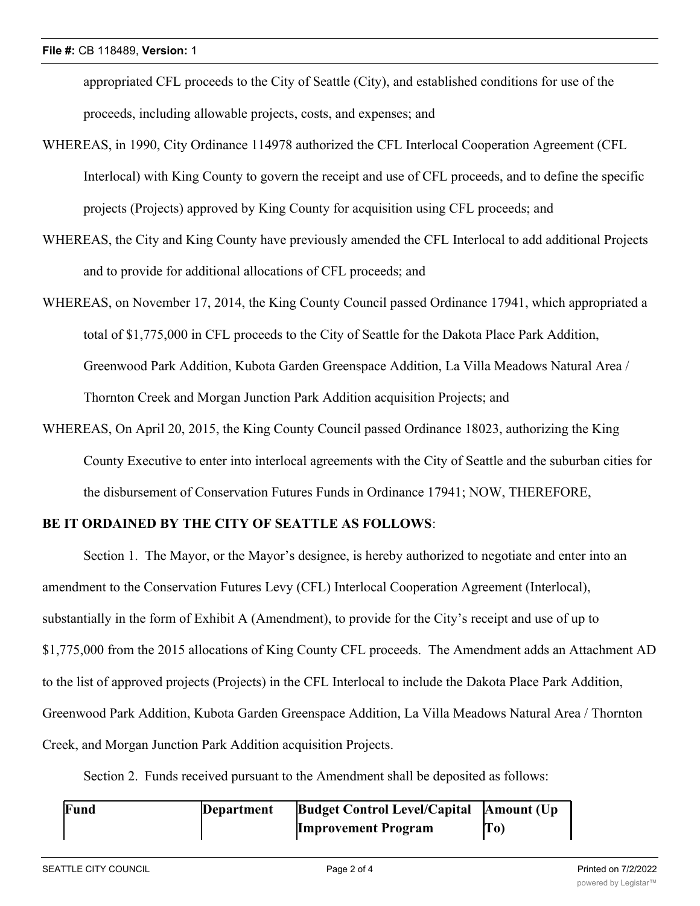appropriated CFL proceeds to the City of Seattle (City), and established conditions for use of the proceeds, including allowable projects, costs, and expenses; and

WHEREAS, in 1990, City Ordinance 114978 authorized the CFL Interlocal Cooperation Agreement (CFL Interlocal) with King County to govern the receipt and use of CFL proceeds, and to define the specific projects (Projects) approved by King County for acquisition using CFL proceeds; and

WHEREAS, the City and King County have previously amended the CFL Interlocal to add additional Projects and to provide for additional allocations of CFL proceeds; and

WHEREAS, on November 17, 2014, the King County Council passed Ordinance 17941, which appropriated a total of $1,775,000 in CFL proceeds to the City of Seattle for the Dakota Place Park Addition, Greenwood Park Addition, Kubota Garden Greenspace Addition, La Villa Meadows Natural Area / Thornton Creek and Morgan Junction Park Addition acquisition Projects; and

WHEREAS, On April 20, 2015, the King County Council passed Ordinance 18023, authorizing the King County Executive to enter into interlocal agreements with the City of Seattle and the suburban cities for the disbursement of Conservation Futures Funds in Ordinance 17941; NOW, THEREFORE,

**BE IT ORDAINED BY THE CITY OF SEATTLE AS FOLLOWS**:

Section 1. The Mayor, or the Mayor's designee, is hereby authorized to negotiate and enter into an amendment to the Conservation Futures Levy (CFL) Interlocal Cooperation Agreement (Interlocal), substantially in the form of Exhibit A (Amendment), to provide for the City's receipt and use of up to $1,775,000 from the 2015 allocations of King County CFL proceeds. The Amendment adds an Attachment AD to the list of approved projects (Projects) in the CFL Interlocal to include the Dakota Place Park Addition, Greenwood Park Addition, Kubota Garden Greenspace Addition, La Villa Meadows Natural Area / Thornton Creek, and Morgan Junction Park Addition acquisition Projects.

Section 2. Funds received pursuant to the Amendment shall be deposited as follows:

| Fund | Department | Budget Control Level/Capital Improvement Program | Amount (Up To) |
|---|---|---|---|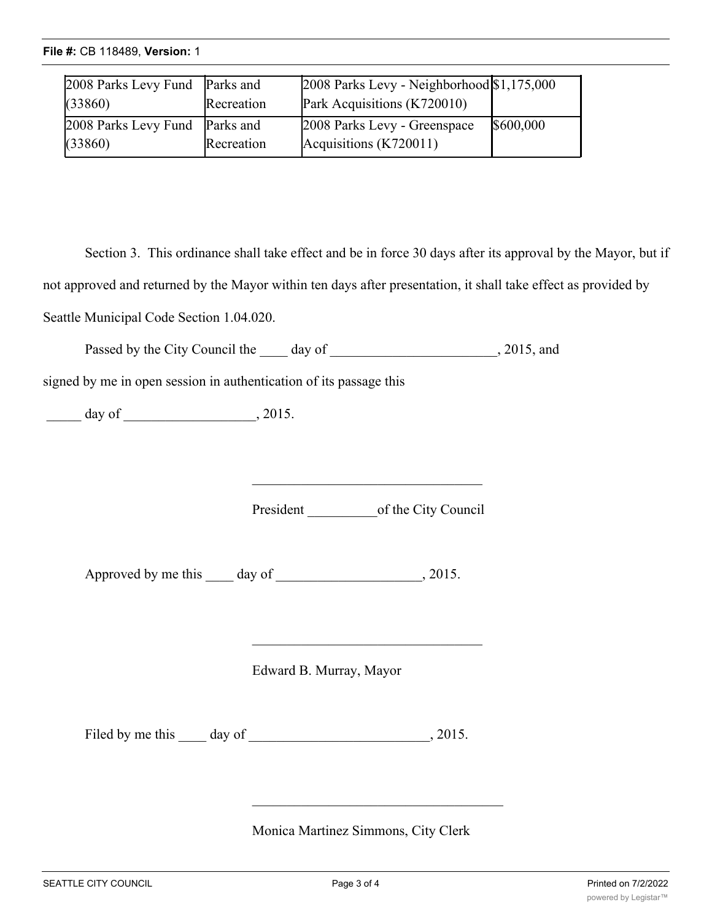| 2008 Parks Levy Fund (33860) | Parks and Recreation | 2008 Parks Levy - Neighborhood Park Acquisitions (K720010) | $1,175,000 |
|---|---|---|---|
| 2008 Parks Levy Fund (33860) | Parks and Recreation | 2008 Parks Levy - Greenspace Acquisitions (K720011) | $600,000 |

Section 3. This ordinance shall take effect and be in force 30 days after its approval by the Mayor, but if not approved and returned by the Mayor within ten days after presentation, it shall take effect as provided by Seattle Municipal Code Section 1.04.020.

Passed by the City Council the ____ day of ________________________, 2015, and signed by me in open session in authentication of its passage this

_____ day of ___________________, 2015.

_________________________________

President __________of the City Council

Approved by me this ____ day of _____________________, 2015.

_________________________________

Edward B. Murray, Mayor

Filed by me this ____ day of __________________________, 2015.

____________________________________

Monica Martinez Simmons, City Clerk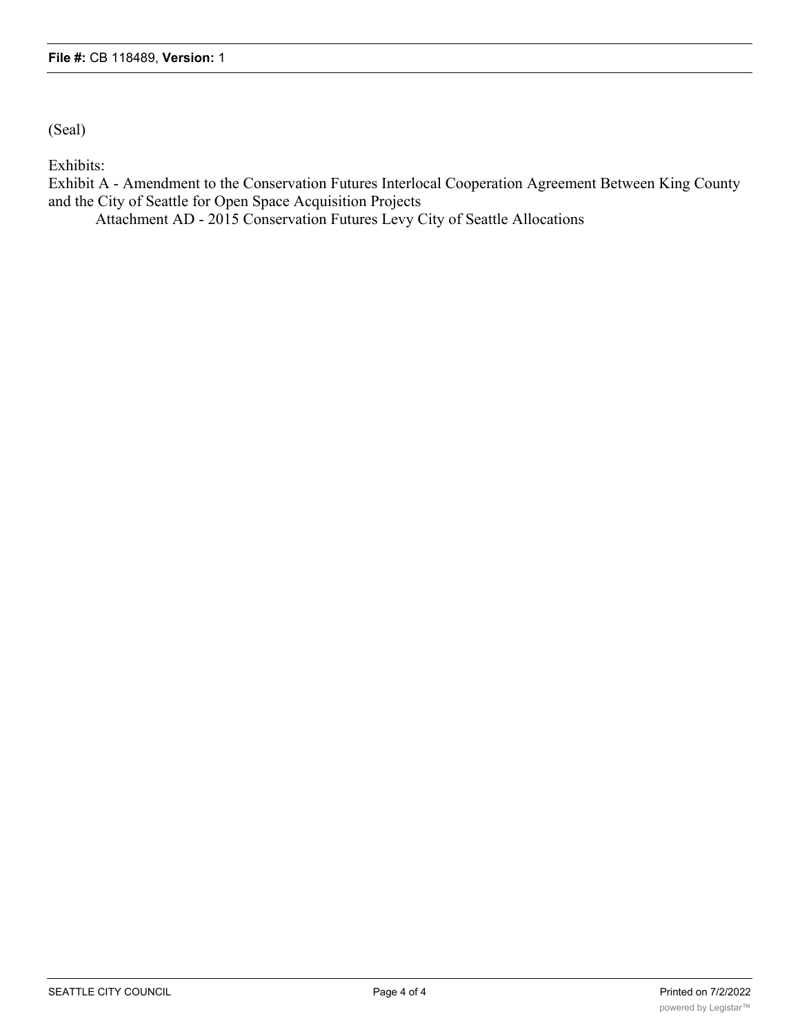(Seal)

Exhibits:
Exhibit A - Amendment to the Conservation Futures Interlocal Cooperation Agreement Between King County and the City of Seattle for Open Space Acquisition Projects
    Attachment AD - 2015 Conservation Futures Levy City of Seattle Allocations